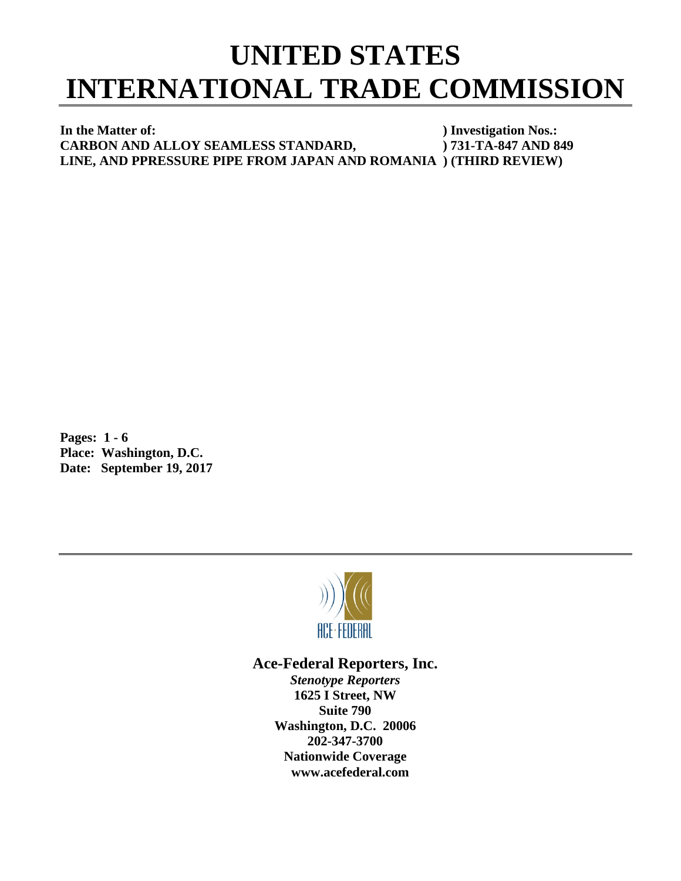# UNITED STATES INTERNATIONAL TRADE COMMISSION

**In the Matter of:** ) **Investigation Nos.:**
**CARBON AND ALLOY SEAMLESS STANDARD,** ) **731-TA-847 AND 849**
**LINE, AND PPRESSURE PIPE FROM JAPAN AND ROMANIA** ) **(THIRD REVIEW)**

**Pages: 1 - 6**
**Place: Washington, D.C.**
**Date: September 19, 2017**

ACE·FEDERAL

**Ace-Federal Reporters, Inc.**

***Stenotype Reporters***
**1625 I Street, NW**
**Suite 790**
**Washington, D.C. 20006**
**202-347-3700**
**Nationwide Coverage**
**www.acefederal.com**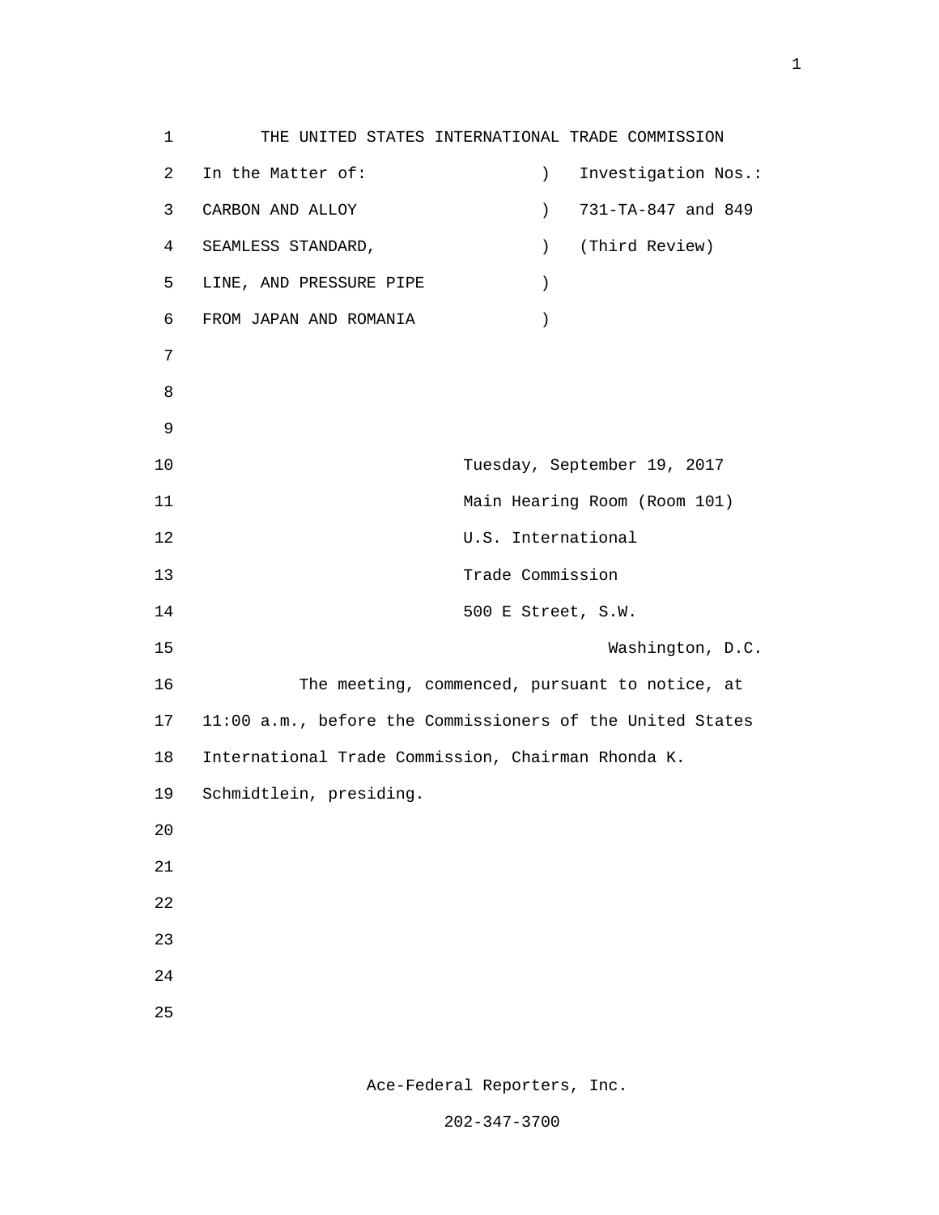THE UNITED STATES INTERNATIONAL TRADE COMMISSION

| In the Matter of: | ) | Investigation Nos.: |
|---|---|---|
| CARBON AND ALLOY | ) | 731-TA-847 and 849 |
| SEAMLESS STANDARD, | ) | (Third Review) |
| LINE, AND PRESSURE PIPE | ) | |
| FROM JAPAN AND ROMANIA | ) | |

Tuesday, September 19, 2017
Main Hearing Room (Room 101)
U.S. International
Trade Commission
500 E Street, S.W.
Washington, D.C.

The meeting, commenced, pursuant to notice, at 11:00 a.m., before the Commissioners of the United States International Trade Commission, Chairman Rhonda K. Schmidtlein, presiding.

Ace-Federal Reporters, Inc.

202-347-3700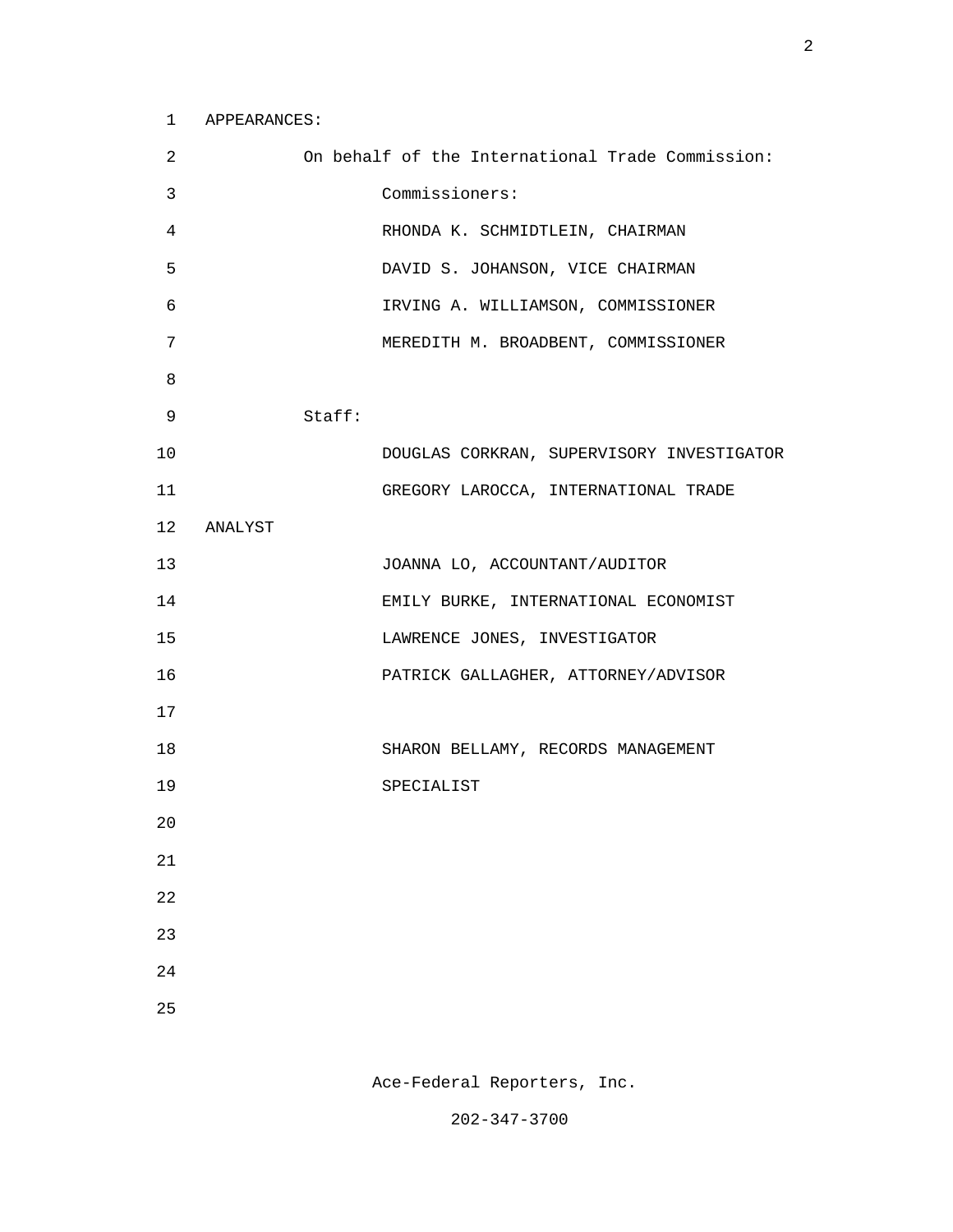APPEARANCES:

On behalf of the International Trade Commission:

Commissioners:

RHONDA K. SCHMIDTLEIN, CHAIRMAN

DAVID S. JOHANSON, VICE CHAIRMAN

IRVING A. WILLIAMSON, COMMISSIONER

MEREDITH M. BROADBENT, COMMISSIONER

Staff:

DOUGLAS CORKRAN, SUPERVISORY INVESTIGATOR

GREGORY LAROCCA, INTERNATIONAL TRADE ANALYST

JOANNA LO, ACCOUNTANT/AUDITOR

EMILY BURKE, INTERNATIONAL ECONOMIST

LAWRENCE JONES, INVESTIGATOR

PATRICK GALLAGHER, ATTORNEY/ADVISOR

SHARON BELLAMY, RECORDS MANAGEMENT SPECIALIST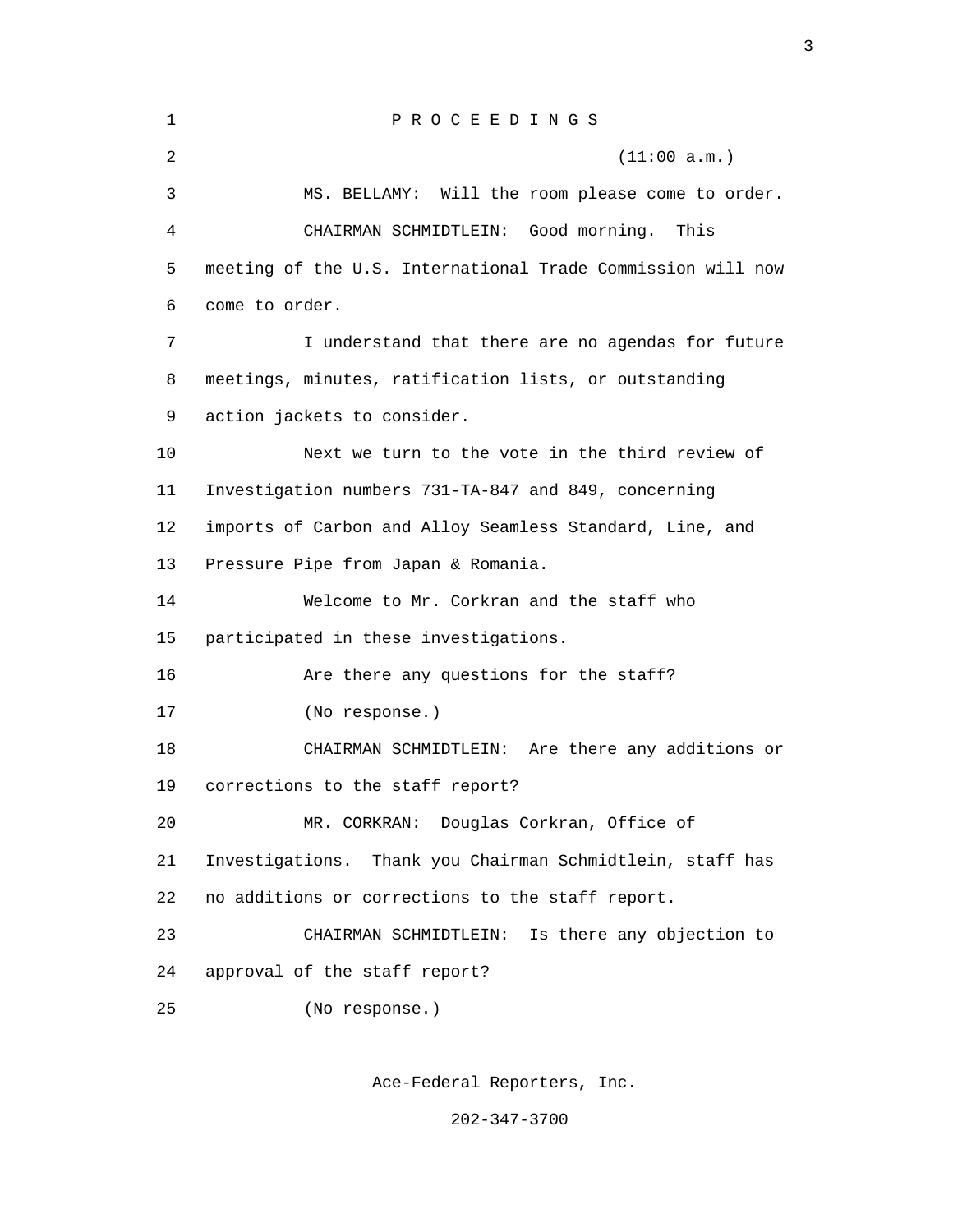P R O C E E D I N G S

(11:00 a.m.)

MS. BELLAMY: Will the room please come to order.

CHAIRMAN SCHMIDTLEIN: Good morning. This meeting of the U.S. International Trade Commission will now come to order.

I understand that there are no agendas for future meetings, minutes, ratification lists, or outstanding action jackets to consider.

Next we turn to the vote in the third review of Investigation numbers 731-TA-847 and 849, concerning imports of Carbon and Alloy Seamless Standard, Line, and Pressure Pipe from Japan & Romania.

Welcome to Mr. Corkran and the staff who participated in these investigations.

Are there any questions for the staff?

(No response.)

CHAIRMAN SCHMIDTLEIN: Are there any additions or corrections to the staff report?

MR. CORKRAN: Douglas Corkran, Office of Investigations. Thank you Chairman Schmidtlein, staff has no additions or corrections to the staff report.

CHAIRMAN SCHMIDTLEIN: Is there any objection to approval of the staff report?

(No response.)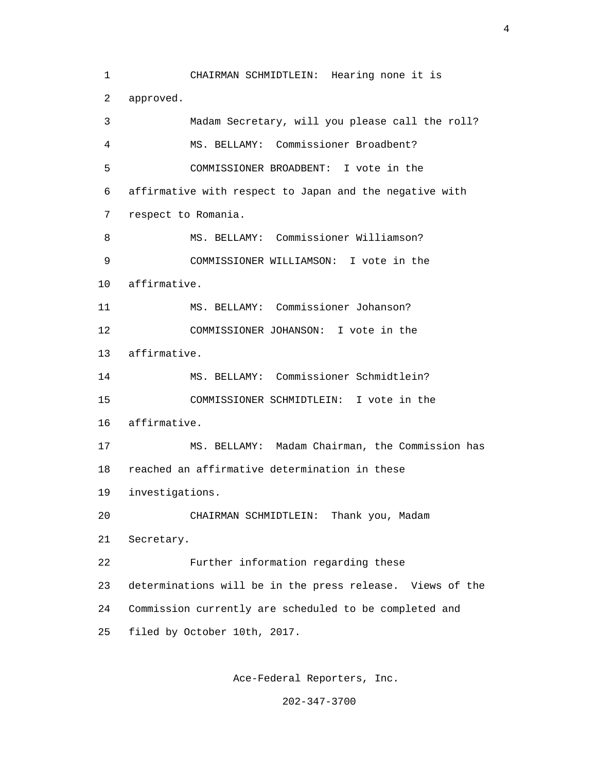CHAIRMAN SCHMIDTLEIN: Hearing none it is approved.

Madam Secretary, will you please call the roll?

MS. BELLAMY: Commissioner Broadbent?

COMMISSIONER BROADBENT: I vote in the affirmative with respect to Japan and the negative with respect to Romania.

MS. BELLAMY: Commissioner Williamson?

COMMISSIONER WILLIAMSON: I vote in the affirmative.

MS. BELLAMY: Commissioner Johanson?

COMMISSIONER JOHANSON: I vote in the affirmative.

MS. BELLAMY: Commissioner Schmidtlein?

COMMISSIONER SCHMIDTLEIN: I vote in the affirmative.

MS. BELLAMY: Madam Chairman, the Commission has reached an affirmative determination in these investigations.

CHAIRMAN SCHMIDTLEIN: Thank you, Madam Secretary.

Further information regarding these determinations will be in the press release. Views of the Commission currently are scheduled to be completed and filed by October 10th, 2017.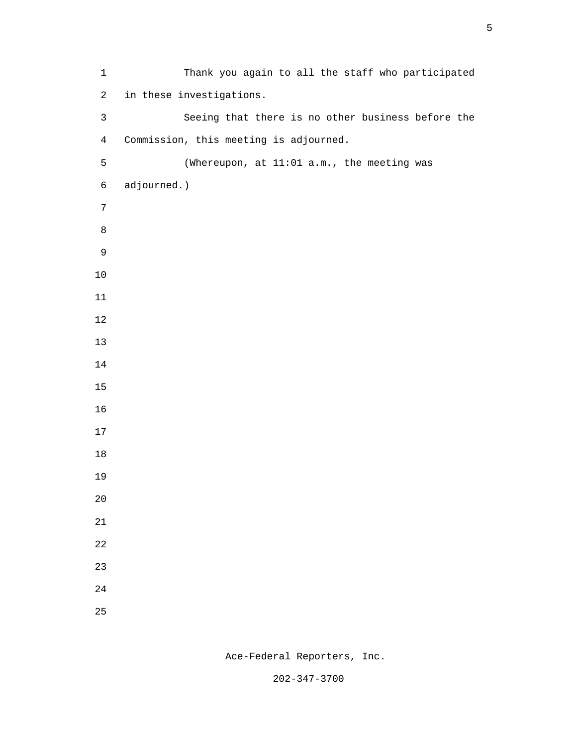Thank you again to all the staff who participated in these investigations.

Seeing that there is no other business before the Commission, this meeting is adjourned.

(Whereupon, at 11:01 a.m., the meeting was adjourned.)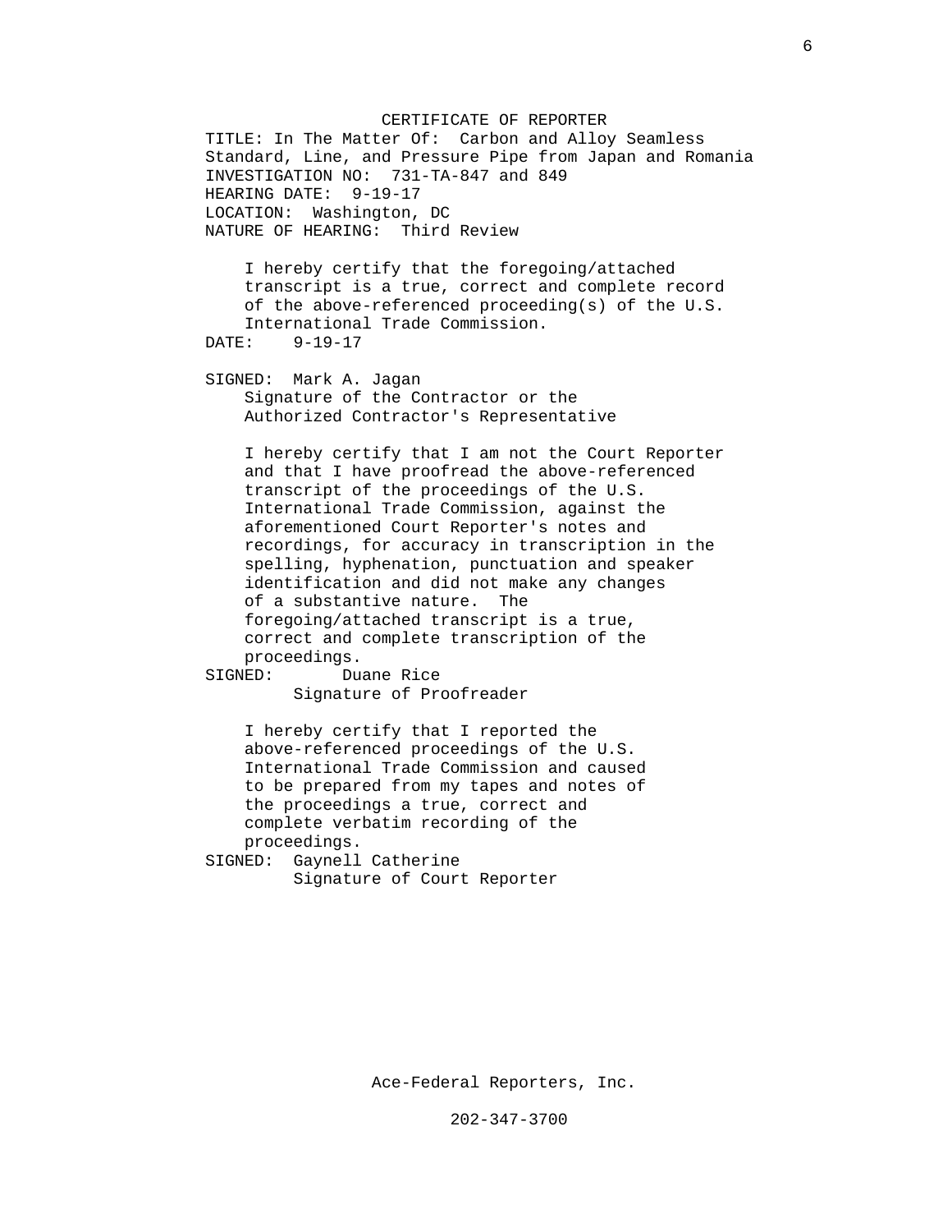# CERTIFICATE OF REPORTER

TITLE: In The Matter Of: Carbon and Alloy Seamless Standard, Line, and Pressure Pipe from Japan and Romania
INVESTIGATION NO: 731-TA-847 and 849
HEARING DATE: 9-19-17
LOCATION: Washington, DC
NATURE OF HEARING: Third Review

I hereby certify that the foregoing/attached transcript is a true, correct and complete record of the above-referenced proceeding(s) of the U.S. International Trade Commission.

DATE: 9-19-17

SIGNED: Mark A. Jagan
Signature of the Contractor or the Authorized Contractor's Representative

I hereby certify that I am not the Court Reporter and that I have proofread the above-referenced transcript of the proceedings of the U.S. International Trade Commission, against the aforementioned Court Reporter's notes and recordings, for accuracy in transcription in the spelling, hyphenation, punctuation and speaker identification and did not make any changes of a substantive nature. The foregoing/attached transcript is a true, correct and complete transcription of the proceedings.

SIGNED: Duane Rice
Signature of Proofreader

I hereby certify that I reported the above-referenced proceedings of the U.S. International Trade Commission and caused to be prepared from my tapes and notes of the proceedings a true, correct and complete verbatim recording of the proceedings.

SIGNED: Gaynell Catherine
Signature of Court Reporter